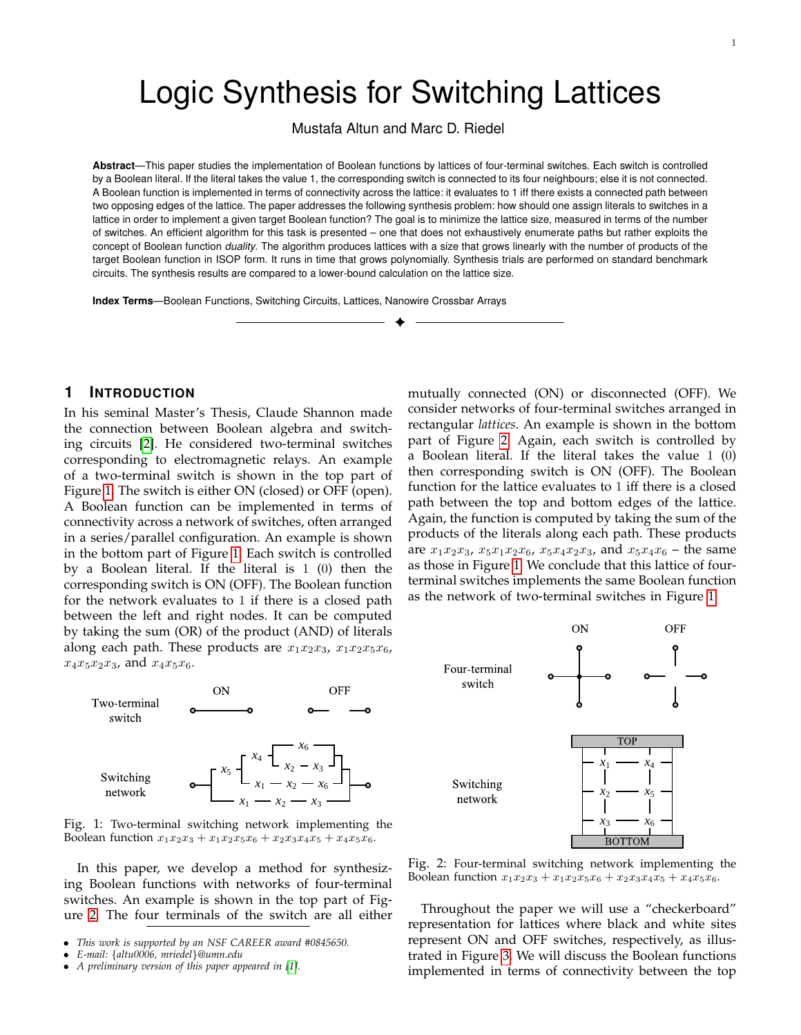# Logic Synthesis for Switching Lattices

Mustafa Altun and Marc D. Riedel

**Abstract**—This paper studies the implementation of Boolean functions by lattices of four-terminal switches. Each switch is controlled by a Boolean literal. If the literal takes the value 1, the corresponding switch is connected to its four neighbours; else it is not connected. A Boolean function is implemented in terms of connectivity across the lattice: it evaluates to 1 iff there exists a connected path between two opposing edges of the lattice. The paper addresses the following synthesis problem: how should one assign literals to switches in a lattice in order to implement a given target Boolean function? The goal is to minimize the lattice size, measured in terms of the number of switches. An efficient algorithm for this task is presented – one that does not exhaustively enumerate paths but rather exploits the concept of Boolean function *duality*. The algorithm produces lattices with a size that grows linearly with the number of products of the target Boolean function in ISOP form. It runs in time that grows polynomially. Synthesis trials are performed on standard benchmark circuits. The synthesis results are compared to a lower-bound calculation on the lattice size.

**Index Terms**—Boolean Functions, Switching Circuits, Lattices, Nanowire Crossbar Arrays

## 1 Introduction

In his seminal Master's Thesis, Claude Shannon made the connection between Boolean algebra and switching circuits [2]. He considered two-terminal switches corresponding to electromagnetic relays. An example of a two-terminal switch is shown in the top part of Figure 1. The switch is either ON (closed) or OFF (open). A Boolean function can be implemented in terms of connectivity across a network of switches, often arranged in a series/parallel configuration. An example is shown in the bottom part of Figure 1. Each switch is controlled by a Boolean literal. If the literal is 1 (0) then the corresponding switch is ON (OFF). The Boolean function for the network evaluates to 1 if there is a closed path between the left and right nodes. It can be computed by taking the sum (OR) of the product (AND) of literals along each path. These products are $x_1x_2x_3$, $x_1x_2x_5x_6$, $x_4x_5x_2x_3$, and $x_4x_5x_6$.

Fig. 1: Two-terminal switching network implementing the Boolean function $x_1x_2x_3 + x_1x_2x_5x_6 + x_2x_3x_4x_5 + x_4x_5x_6$.

In this paper, we develop a method for synthesizing Boolean functions with networks of four-terminal switches. An example is shown in the top part of Figure 2. The four terminals of the switch are all either mutually connected (ON) or disconnected (OFF). We consider networks of four-terminal switches arranged in rectangular *lattices*. An example is shown in the bottom part of Figure 2. Again, each switch is controlled by a Boolean literal. If the literal takes the value 1 (0) then corresponding switch is ON (OFF). The Boolean function for the lattice evaluates to 1 iff there is a closed path between the top and bottom edges of the lattice. Again, the function is computed by taking the sum of the products of the literals along each path. These products are $x_1x_2x_3$, $x_5x_1x_2x_6$, $x_5x_4x_2x_3$, and $x_5x_4x_6$ – the same as those in Figure 1. We conclude that this lattice of four-terminal switches implements the same Boolean function as the network of two-terminal switches in Figure 1.

Fig. 2: Four-terminal switching network implementing the Boolean function $x_1x_2x_3 + x_1x_2x_5x_6 + x_2x_3x_4x_5 + x_4x_5x_6$.

Throughout the paper we will use a "checkerboard" representation for lattices where black and white sites represent ON and OFF switches, respectively, as illustrated in Figure 3. We will discuss the Boolean functions implemented in terms of connectivity between the top

- *This work is supported by an NSF CAREER award #0845650.*
- *E-mail: {altu0006, mriedel}@umn.edu*
- *A preliminary version of this paper appeared in [1].*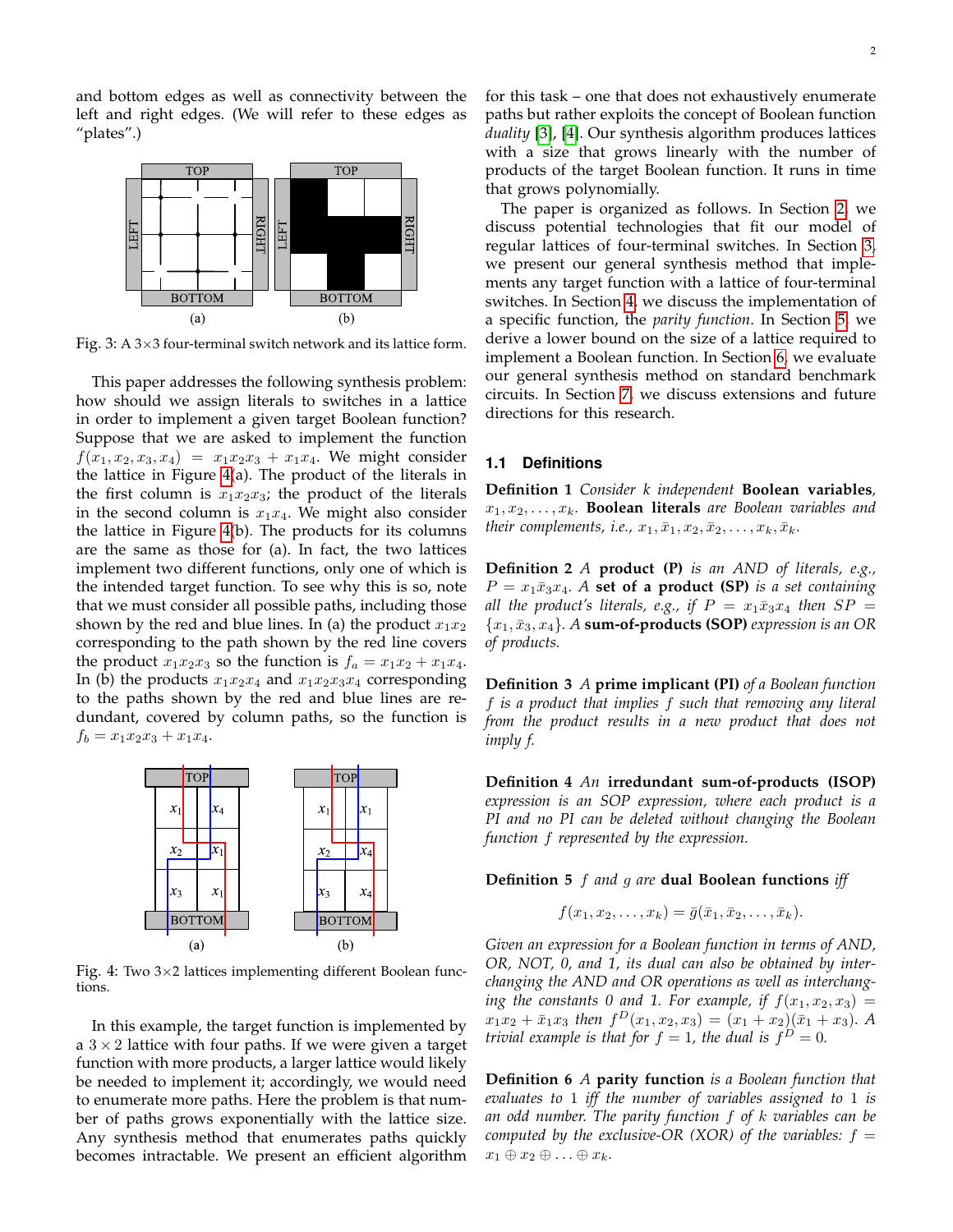and bottom edges as well as connectivity between the left and right edges. (We will refer to these edges as "plates".)

Fig. 3: A 3×3 four-terminal switch network and its lattice form.

This paper addresses the following synthesis problem: how should we assign literals to switches in a lattice in order to implement a given target Boolean function? Suppose that we are asked to implement the function $f(x_1, x_2, x_3, x_4) = x_1x_2x_3 + x_1x_4$. We might consider the lattice in Figure 4(a). The product of the literals in the first column is $x_1x_2x_3$; the product of the literals in the second column is $x_1x_4$. We might also consider the lattice in Figure 4(b). The products for its columns are the same as those for (a). In fact, the two lattices implement two different functions, only one of which is the intended target function. To see why this is so, note that we must consider all possible paths, including those shown by the red and blue lines. In (a) the product $x_1x_2$ corresponding to the path shown by the red line covers the product $x_1x_2x_3$ so the function is $f_a = x_1x_2 + x_1x_4$. In (b) the products $x_1x_2x_4$ and $x_1x_2x_3x_4$ corresponding to the paths shown by the red and blue lines are redundant, covered by column paths, so the function is $f_b = x_1x_2x_3 + x_1x_4$.

Fig. 4: Two 3×2 lattices implementing different Boolean functions.

In this example, the target function is implemented by a $3 \times 2$ lattice with four paths. If we were given a target function with more products, a larger lattice would likely be needed to implement it; accordingly, we would need to enumerate more paths. Here the problem is that number of paths grows exponentially with the lattice size. Any synthesis method that enumerates paths quickly becomes intractable. We present an efficient algorithm for this task – one that does not exhaustively enumerate paths but rather exploits the concept of Boolean function *duality* [3], [4]. Our synthesis algorithm produces lattices with a size that grows linearly with the number of products of the target Boolean function. It runs in time that grows polynomially.

The paper is organized as follows. In Section 2, we discuss potential technologies that fit our model of regular lattices of four-terminal switches. In Section 3, we present our general synthesis method that implements any target function with a lattice of four-terminal switches. In Section 4, we discuss the implementation of a specific function, the *parity function*. In Section 5, we derive a lower bound on the size of a lattice required to implement a Boolean function. In Section 6, we evaluate our general synthesis method on standard benchmark circuits. In Section 7, we discuss extensions and future directions for this research.

### 1.1 Definitions

**Definition 1** *Consider k independent* **Boolean variables**, $x_1, x_2, \ldots, x_k$. **Boolean literals** *are Boolean variables and their complements, i.e.,* $x_1, \bar{x}_1, x_2, \bar{x}_2, \ldots, x_k, \bar{x}_k$.

**Definition 2** *A* **product (P)** *is an AND of literals, e.g.,* $P = x_1\bar{x}_3x_4$. *A* **set of a product (SP)** *is a set containing all the product's literals, e.g., if* $P = x_1\bar{x}_3x_4$ *then* $SP = \{x_1, \bar{x}_3, x_4\}$. *A* **sum-of-products (SOP)** *expression is an OR of products.*

**Definition 3** *A* **prime implicant (PI)** *of a Boolean function f is a product that implies f such that removing any literal from the product results in a new product that does not imply f.*

**Definition 4** *An* **irredundant sum-of-products (ISOP)** *expression is an SOP expression, where each product is a PI and no PI can be deleted without changing the Boolean function f represented by the expression.*

**Definition 5** *f and g are* **dual Boolean functions** *iff*

$$f(x_1, x_2, \ldots, x_k) = \bar{g}(\bar{x}_1, \bar{x}_2, \ldots, \bar{x}_k).$$

*Given an expression for a Boolean function in terms of AND, OR, NOT, 0, and 1, its dual can also be obtained by interchanging the AND and OR operations as well as interchanging the constants 0 and 1. For example, if* $f(x_1, x_2, x_3) = x_1x_2 + \bar{x}_1x_3$ *then* $f^D(x_1, x_2, x_3) = (x_1 + x_2)(\bar{x}_1 + x_3)$. *A trivial example is that for* $f = 1$, *the dual is* $f^D = 0$.

**Definition 6** *A* **parity function** *is a Boolean function that evaluates to 1 iff the number of variables assigned to 1 is an odd number. The parity function f of k variables can be computed by the exclusive-OR (XOR) of the variables:* $f = x_1 \oplus x_2 \oplus \ldots \oplus x_k$.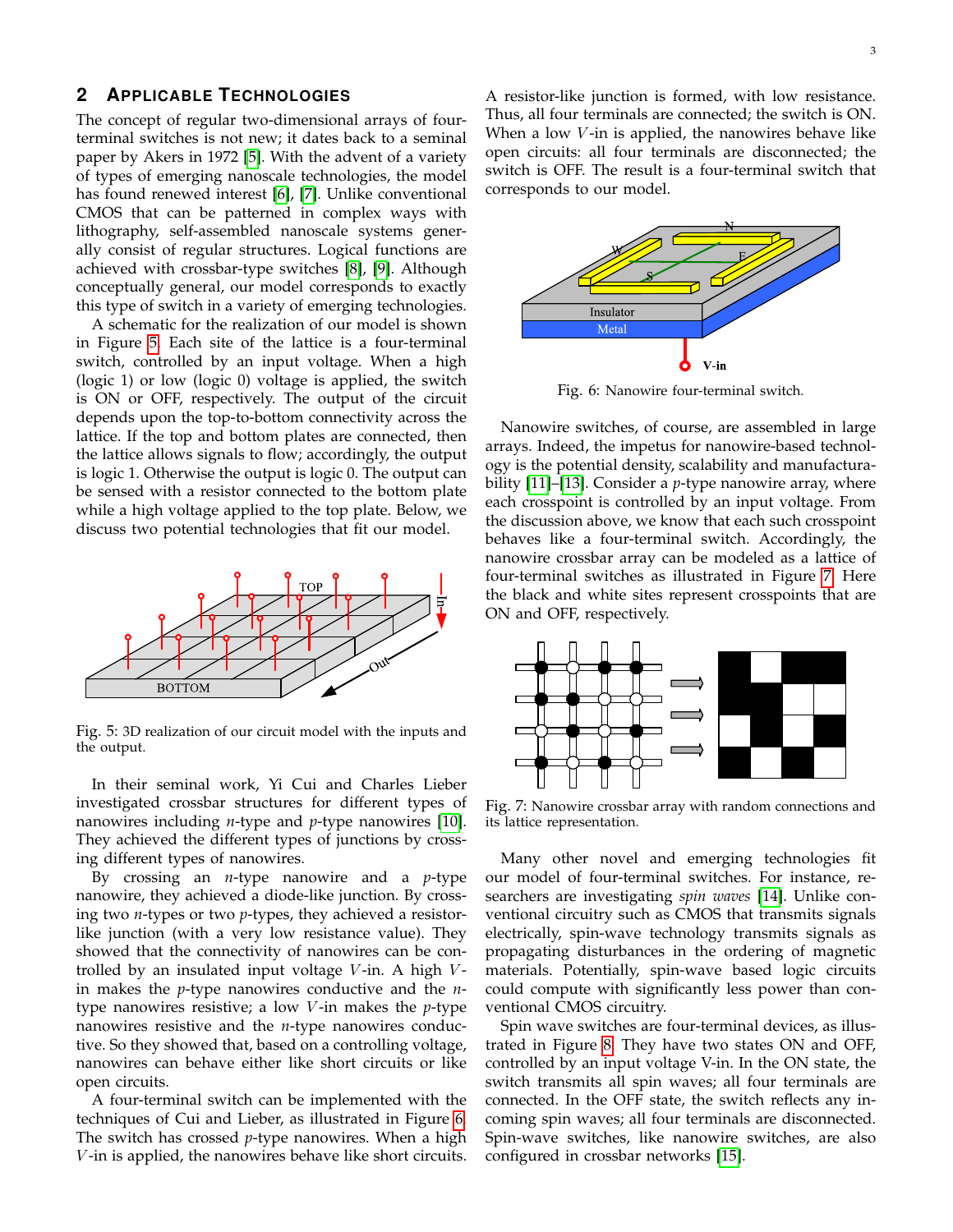## 2 Applicable Technologies

The concept of regular two-dimensional arrays of four-terminal switches is not new; it dates back to a seminal paper by Akers in 1972 [5]. With the advent of a variety of types of emerging nanoscale technologies, the model has found renewed interest [6], [7]. Unlike conventional CMOS that can be patterned in complex ways with lithography, self-assembled nanoscale systems generally consist of regular structures. Logical functions are achieved with crossbar-type switches [8], [9]. Although conceptually general, our model corresponds to exactly this type of switch in a variety of emerging technologies.

A schematic for the realization of our model is shown in Figure 5. Each site of the lattice is a four-terminal switch, controlled by an input voltage. When a high (logic 1) or low (logic 0) voltage is applied, the switch is ON or OFF, respectively. The output of the circuit depends upon the top-to-bottom connectivity across the lattice. If the top and bottom plates are connected, then the lattice allows signals to flow; accordingly, the output is logic 1. Otherwise the output is logic 0. The output can be sensed with a resistor connected to the bottom plate while a high voltage applied to the top plate. Below, we discuss two potential technologies that fit our model.

Fig. 5: 3D realization of our circuit model with the inputs and the output.

In their seminal work, Yi Cui and Charles Lieber investigated crossbar structures for different types of nanowires including *n*-type and *p*-type nanowires [10]. They achieved the different types of junctions by crossing different types of nanowires.

By crossing an *n*-type nanowire and a *p*-type nanowire, they achieved a diode-like junction. By crossing two *n*-types or two *p*-types, they achieved a resistor-like junction (with a very low resistance value). They showed that the connectivity of nanowires can be controlled by an insulated input voltage $V$-in. A high $V$-in makes the *p*-type nanowires conductive and the *n*-type nanowires resistive; a low $V$-in makes the *p*-type nanowires resistive and the *n*-type nanowires conductive. So they showed that, based on a controlling voltage, nanowires can behave either like short circuits or like open circuits.

A four-terminal switch can be implemented with the techniques of Cui and Lieber, as illustrated in Figure 6. The switch has crossed *p*-type nanowires. When a high $V$-in is applied, the nanowires behave like short circuits. A resistor-like junction is formed, with low resistance. Thus, all four terminals are connected; the switch is ON. When a low $V$-in is applied, the nanowires behave like open circuits: all four terminals are disconnected; the switch is OFF. The result is a four-terminal switch that corresponds to our model.

Fig. 6: Nanowire four-terminal switch.

Nanowire switches, of course, are assembled in large arrays. Indeed, the impetus for nanowire-based technology is the potential density, scalability and manufacturability [11]–[13]. Consider a *p*-type nanowire array, where each crosspoint is controlled by an input voltage. From the discussion above, we know that each such crosspoint behaves like a four-terminal switch. Accordingly, the nanowire crossbar array can be modeled as a lattice of four-terminal switches as illustrated in Figure 7. Here the black and white sites represent crosspoints that are ON and OFF, respectively.

Fig. 7: Nanowire crossbar array with random connections and its lattice representation.

Many other novel and emerging technologies fit our model of four-terminal switches. For instance, researchers are investigating *spin waves* [14]. Unlike conventional circuitry such as CMOS that transmits signals electrically, spin-wave technology transmits signals as propagating disturbances in the ordering of magnetic materials. Potentially, spin-wave based logic circuits could compute with significantly less power than conventional CMOS circuitry.

Spin wave switches are four-terminal devices, as illustrated in Figure 8. They have two states ON and OFF, controlled by an input voltage V-in. In the ON state, the switch transmits all spin waves; all four terminals are connected. In the OFF state, the switch reflects any incoming spin waves; all four terminals are disconnected. Spin-wave switches, like nanowire switches, are also configured in crossbar networks [15].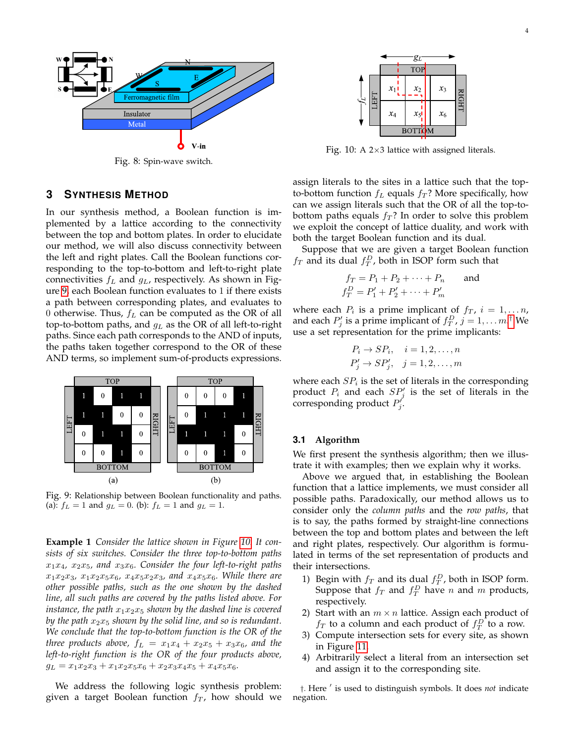Fig. 8: Spin-wave switch.

Fig. 10: A 2×3 lattice with assigned literals.

## 3 Synthesis Method

In our synthesis method, a Boolean function is implemented by a lattice according to the connectivity between the top and bottom plates. In order to elucidate our method, we will also discuss connectivity between the left and right plates. Call the Boolean functions corresponding to the top-to-bottom and left-to-right plate connectivities $f_L$ and $g_L$, respectively. As shown in Figure 9, each Boolean function evaluates to 1 if there exists a path between corresponding plates, and evaluates to 0 otherwise. Thus, $f_L$ can be computed as the OR of all top-to-bottom paths, and $g_L$ as the OR of all left-to-right paths. Since each path corresponds to the AND of inputs, the paths taken together correspond to the OR of these AND terms, so implement sum-of-products expressions.

Fig. 9: Relationship between Boolean functionality and paths. (a): $f_L = 1$ and $g_L = 0$. (b): $f_L = 1$ and $g_L = 1$.

**Example 1** *Consider the lattice shown in Figure 10. It consists of six switches. Consider the three top-to-bottom paths $x_1x_4$, $x_2x_5$, and $x_3x_6$. Consider the four left-to-right paths $x_1x_2x_3$, $x_1x_2x_5x_6$, $x_4x_5x_2x_3$, and $x_4x_5x_6$. While there are other possible paths, such as the one shown by the dashed line, all such paths are covered by the paths listed above. For instance, the path $x_1x_2x_5$ shown by the dashed line is covered by the path $x_2x_5$ shown by the solid line, and so is redundant. We conclude that the top-to-bottom function is the OR of the three products above, $f_L = x_1x_4 + x_2x_5 + x_3x_6$, and the left-to-right function is the OR of the four products above, $g_L = x_1x_2x_3 + x_1x_2x_5x_6 + x_2x_3x_4x_5 + x_4x_5x_6$.*

We address the following logic synthesis problem: given a target Boolean function $f_T$, how should we assign literals to the sites in a lattice such that the top-to-bottom function $f_L$ equals $f_T$? More specifically, how can we assign literals such that the OR of all the top-to-bottom paths equals $f_T$? In order to solve this problem we exploit the concept of lattice duality, and work with both the target Boolean function and its dual.

Suppose that we are given a target Boolean function $f_T$ and its dual $f_T^D$, both in ISOP form such that

$$f_T = P_1 + P_2 + \cdots + P_n \qquad \text{and}$$
$$f_T^D = P_1' + P_2' + \cdots + P_m'$$

where each $P_i$ is a prime implicant of $f_T$, $i = 1, \ldots n$, and each $P_j'$ is a prime implicant of $f_T^D$, $j = 1, \ldots m$.† We use a set representation for the prime implicants:

$$P_i \rightarrow SP_i, \quad i = 1, 2, \ldots, n$$
$$P_j' \rightarrow SP_j', \quad j = 1, 2, \ldots, m$$

where each $SP_i$ is the set of literals in the corresponding product $P_i$ and each $SP_j'$ is the set of literals in the corresponding product $P_j'$.

### 3.1 Algorithm

We first present the synthesis algorithm; then we illustrate it with examples; then we explain why it works.

Above we argued that, in establishing the Boolean function that a lattice implements, we must consider all possible paths. Paradoxically, our method allows us to consider only the *column paths* and the *row paths*, that is to say, the paths formed by straight-line connections between the top and bottom plates and between the left and right plates, respectively. Our algorithm is formulated in terms of the set representation of products and their intersections.

1) Begin with $f_T$ and its dual $f_T^D$, both in ISOP form. Suppose that $f_T$ and $f_T^D$ have $n$ and $m$ products, respectively.
2) Start with an $m \times n$ lattice. Assign each product of $f_T$ to a column and each product of $f_T^D$ to a row.
3) Compute intersection sets for every site, as shown in Figure 11.
4) Arbitrarily select a literal from an intersection set and assign it to the corresponding site.

†. Here ′ is used to distinguish symbols. It does *not* indicate negation.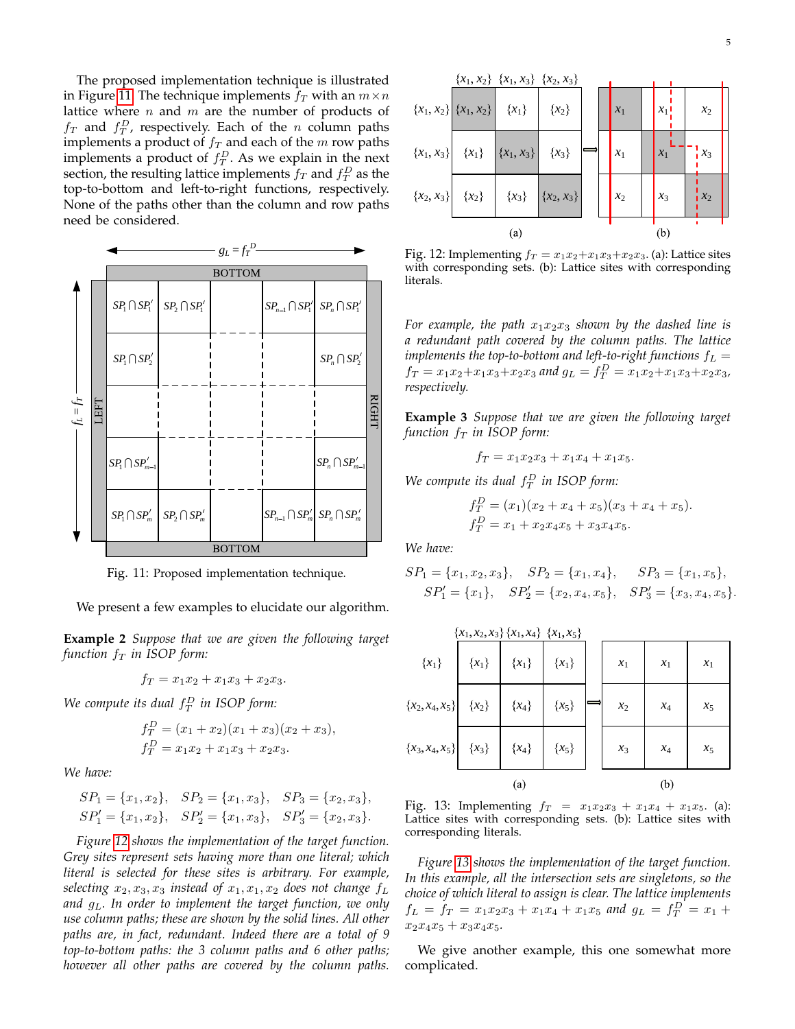The proposed implementation technique is illustrated in Figure 11. The technique implements $f_T$ with an $m \times n$ lattice where $n$ and $m$ are the number of products of $f_T$ and $f_T^D$, respectively. Each of the $n$ column paths implements a product of $f_T$ and each of the $m$ row paths implements a product of $f_T^D$. As we explain in the next section, the resulting lattice implements $f_T$ and $f_T^D$ as the top-to-bottom and left-to-right functions, respectively. None of the paths other than the column and row paths need be considered.

Fig. 11: Proposed implementation technique.

We present a few examples to elucidate our algorithm.

**Example 2** *Suppose that we are given the following target function $f_T$ in ISOP form:*

$$f_T = x_1x_2 + x_1x_3 + x_2x_3.$$

*We compute its dual $f_T^D$ in ISOP form:*

$$f_T^D = (x_1 + x_2)(x_1 + x_3)(x_2 + x_3),$$
$$f_T^D = x_1x_2 + x_1x_3 + x_2x_3.$$

*We have:*

$$SP_1 = \{x_1, x_2\}, \quad SP_2 = \{x_1, x_3\}, \quad SP_3 = \{x_2, x_3\},$$
$$SP_1' = \{x_1, x_2\}, \quad SP_2' = \{x_1, x_3\}, \quad SP_3' = \{x_2, x_3\}.$$

*Figure 12 shows the implementation of the target function. Grey sites represent sets having more than one literal; which literal is selected for these sites is arbitrary. For example, selecting $x_2, x_3, x_3$ instead of $x_1, x_1, x_2$ does not change $f_L$ and $g_L$. In order to implement the target function, we only use column paths; these are shown by the solid lines. All other paths are, in fact, redundant. Indeed there are a total of 9 top-to-bottom paths: the 3 column paths and 6 other paths; however all other paths are covered by the column paths.*

Fig. 12: Implementing $f_T = x_1x_2+x_1x_3+x_2x_3$. (a): Lattice sites with corresponding sets. (b): Lattice sites with corresponding literals.

*For example, the path $x_1x_2x_3$ shown by the dashed line is a redundant path covered by the column paths. The lattice implements the top-to-bottom and left-to-right functions $f_L = f_T = x_1x_2+x_1x_3+x_2x_3$ and $g_L = f_T^D = x_1x_2+x_1x_3+x_2x_3$, respectively.*

**Example 3** *Suppose that we are given the following target function $f_T$ in ISOP form:*

$$f_T = x_1x_2x_3 + x_1x_4 + x_1x_5.$$

*We compute its dual $f_T^D$ in ISOP form:*

$$f_T^D = (x_1)(x_2 + x_4 + x_5)(x_3 + x_4 + x_5).$$
$$f_T^D = x_1 + x_2x_4x_5 + x_3x_4x_5.$$

*We have:*

$$SP_1 = \{x_1, x_2, x_3\}, \quad SP_2 = \{x_1, x_4\}, \quad SP_3 = \{x_1, x_5\},$$
$$SP_1' = \{x_1\}, \quad SP_2' = \{x_2, x_4, x_5\}, \quad SP_3' = \{x_3, x_4, x_5\}.$$

Fig. 13: Implementing $f_T = x_1x_2x_3 + x_1x_4 + x_1x_5$. (a): Lattice sites with corresponding sets. (b): Lattice sites with corresponding literals.

*Figure 13 shows the implementation of the target function. In this example, all the intersection sets are singletons, so the choice of which literal to assign is clear. The lattice implements $f_L = f_T = x_1x_2x_3 + x_1x_4 + x_1x_5$ and $g_L = f_T^D = x_1 + x_2x_4x_5 + x_3x_4x_5$.*

We give another example, this one somewhat more complicated.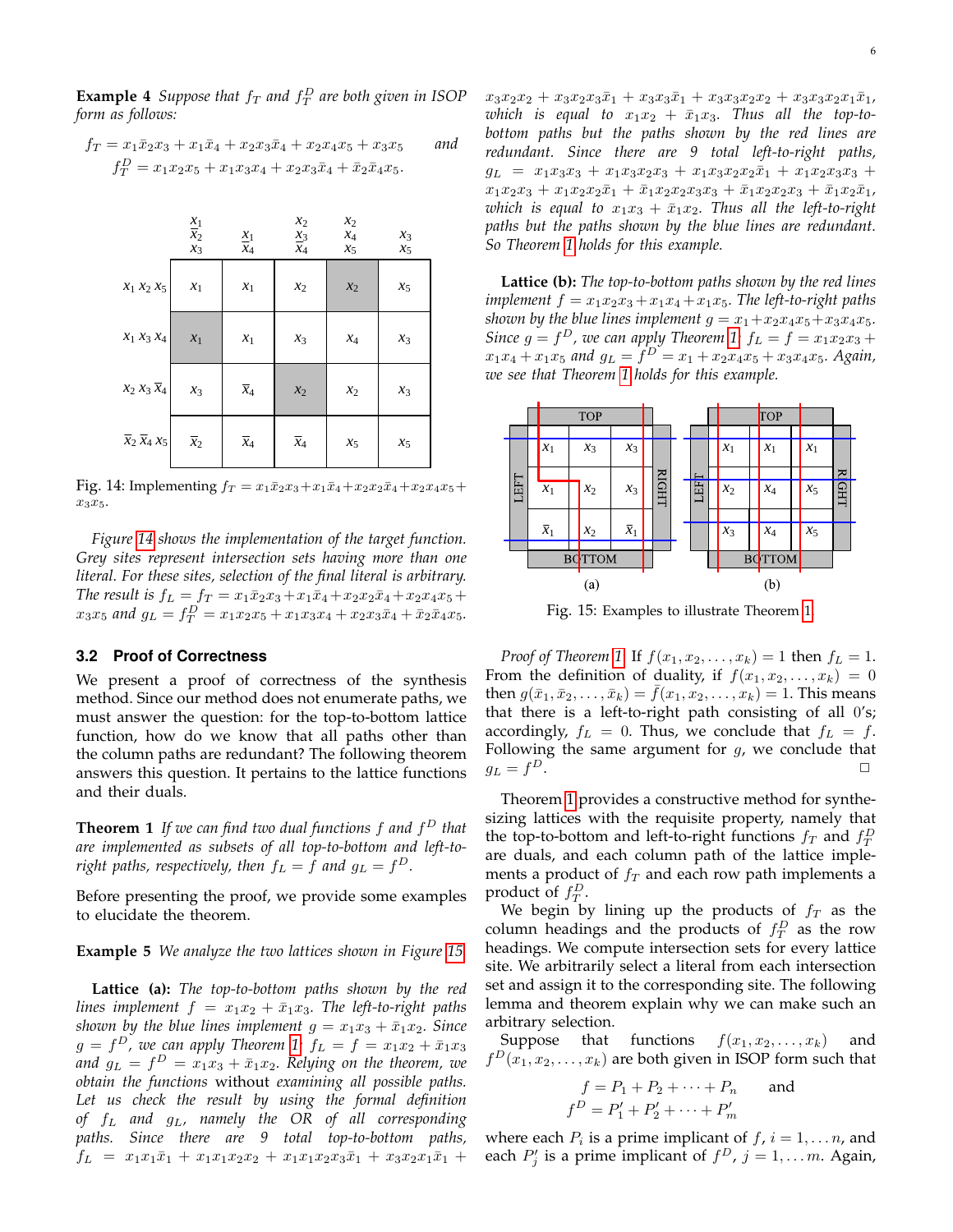**Example 4** *Suppose that $f_T$ and $f_T^D$ are both given in ISOP form as follows:*

$$f_T = x_1\bar{x}_2x_3 + x_1\bar{x}_4 + x_2x_3\bar{x}_4 + x_2x_4x_5 + x_3x_5 \quad \text{and}$$
$$f_T^D = x_1x_2x_5 + x_1x_3x_4 + x_2x_3\bar{x}_4 + \bar{x}_2\bar{x}_4x_5.$$

| | $x_1\bar{x}_2x_3$ | $x_1\bar{x}_4$ | $x_2x_3\bar{x}_4$ | $x_2x_4x_5$ | $x_3x_5$ |
|---|---|---|---|---|---|
| $x_1x_2x_5$ | $x_1$ | $x_1$ | $x_2$ | $x_2$ | $x_5$ |
| $x_1x_3x_4$ | $x_1$ | $x_1$ | $x_3$ | $x_4$ | $x_3$ |
| $x_2x_3\bar{x}_4$ | $x_3$ | $\bar{x}_4$ | $x_2$ | $x_2$ | $x_3$ |
| $\bar{x}_2\bar{x}_4x_5$ | $\bar{x}_2$ | $\bar{x}_4$ | $\bar{x}_4$ | $x_5$ | $x_5$ |

Fig. 14: Implementing $f_T = x_1\bar{x}_2x_3 + x_1\bar{x}_4 + x_2x_2\bar{x}_4 + x_2x_4x_5 + x_3x_5$.

*Figure 14 shows the implementation of the target function. Grey sites represent intersection sets having more than one literal. For these sites, selection of the final literal is arbitrary. The result is $f_L = f_T = x_1\bar{x}_2x_3 + x_1\bar{x}_4 + x_2x_2\bar{x}_4 + x_2x_4x_5 + x_3x_5$ and $g_L = f_T^D = x_1x_2x_5 + x_1x_3x_4 + x_2x_3\bar{x}_4 + \bar{x}_2\bar{x}_4x_5$.*

### 3.2 Proof of Correctness

We present a proof of correctness of the synthesis method. Since our method does not enumerate paths, we must answer the question: for the top-to-bottom lattice function, how do we know that all paths other than the column paths are redundant? The following theorem answers this question. It pertains to the lattice functions and their duals.

**Theorem 1** *If we can find two dual functions $f$ and $f^D$ that are implemented as subsets of all top-to-bottom and left-to-right paths, respectively, then $f_L = f$ and $g_L = f^D$.*

Before presenting the proof, we provide some examples to elucidate the theorem.

**Example 5** *We analyze the two lattices shown in Figure 15.*

**Lattice (a):** *The top-to-bottom paths shown by the red lines implement $f = x_1x_2 + \bar{x}_1x_3$. The left-to-right paths shown by the blue lines implement $g = x_1x_3 + \bar{x}_1x_2$. Since $g = f^D$, we can apply Theorem 1: $f_L = f = x_1x_2 + \bar{x}_1x_3$ and $g_L = f^D = x_1x_3 + \bar{x}_1x_2$. Relying on the theorem, we obtain the functions* without *examining all possible paths. Let us check the result by using the formal definition of $f_L$ and $g_L$, namely the OR of all corresponding paths. Since there are 9 total top-to-bottom paths, $f_L = x_1x_1\bar{x}_1 + x_1x_1x_2x_2 + x_1x_1x_2x_3\bar{x}_1 + x_3x_2x_1\bar{x}_1 + x_3x_2x_2 + x_3x_2x_3\bar{x}_1 + x_3x_3\bar{x}_1 + x_3x_3x_2x_2 + x_3x_3x_2x_1\bar{x}_1$, which is equal to $x_1x_2 + \bar{x}_1x_3$. Thus all the top-to-bottom paths but the paths shown by the red lines are redundant. Since there are 9 total left-to-right paths, $g_L = x_1x_3x_3 + x_1x_3x_2x_3 + x_1x_3x_2x_2\bar{x}_1 + x_1x_2x_3x_3 + x_1x_2x_3 + x_1x_2x_2\bar{x}_1 + \bar{x}_1x_2x_2x_3x_3 + \bar{x}_1x_2x_2x_3 + \bar{x}_1x_2\bar{x}_1$, which is equal to $x_1x_3 + \bar{x}_1x_2$. Thus all the left-to-right paths but the paths shown by the blue lines are redundant. So Theorem 1 holds for this example.*

**Lattice (b):** *The top-to-bottom paths shown by the red lines implement $f = x_1x_2x_3 + x_1x_4 + x_1x_5$. The left-to-right paths shown by the blue lines implement $g = x_1 + x_2x_4x_5 + x_3x_4x_5$. Since $g = f^D$, we can apply Theorem 1: $f_L = f = x_1x_2x_3 + x_1x_4 + x_1x_5$ and $g_L = f^D = x_1 + x_2x_4x_5 + x_3x_4x_5$. Again, we see that Theorem 1 holds for this example.*

(a)

| $x_1$ | $x_3$ | $x_3$ |
|---|---|---|
| $x_1$ | $x_2$ | $x_3$ |
| $\bar{x}_1$ | $x_2$ | $\bar{x}_1$ |

(b)

| $x_1$ | $x_1$ | $x_1$ |
|---|---|---|
| $x_2$ | $x_4$ | $x_5$ |
| $x_3$ | $x_4$ | $x_5$ |

Fig. 15: Examples to illustrate Theorem 1.

*Proof of Theorem 1:* If $f(x_1, x_2, \ldots, x_k) = 1$ then $f_L = 1$. From the definition of duality, if $f(x_1, x_2, \ldots, x_k) = 0$ then $g(\bar{x}_1, \bar{x}_2, \ldots, \bar{x}_k) = \bar{f}(x_1, x_2, \ldots, x_k) = 1$. This means that there is a left-to-right path consisting of all 0's; accordingly, $f_L = 0$. Thus, we conclude that $f_L = f$. Following the same argument for $g$, we conclude that $g_L = f^D$. □

Theorem 1 provides a constructive method for synthesizing lattices with the requisite property, namely that the top-to-bottom and left-to-right functions $f_T$ and $f_T^D$ are duals, and each column path of the lattice implements a product of $f_T$ and each row path implements a product of $f_T^D$.

We begin by lining up the products of $f_T$ as the column headings and the products of $f_T^D$ as the row headings. We compute intersection sets for every lattice site. We arbitrarily select a literal from each intersection set and assign it to the corresponding site. The following lemma and theorem explain why we can make such an arbitrary selection.

Suppose that functions $f(x_1, x_2, \ldots, x_k)$ and $f^D(x_1, x_2, \ldots, x_k)$ are both given in ISOP form such that

$$f = P_1 + P_2 + \cdots + P_n \quad \text{and}$$
$$f^D = P'_1 + P'_2 + \cdots + P'_m$$

where each $P_i$ is a prime implicant of $f$, $i = 1, \ldots n$, and each $P'_j$ is a prime implicant of $f^D$, $j = 1, \ldots m$. Again,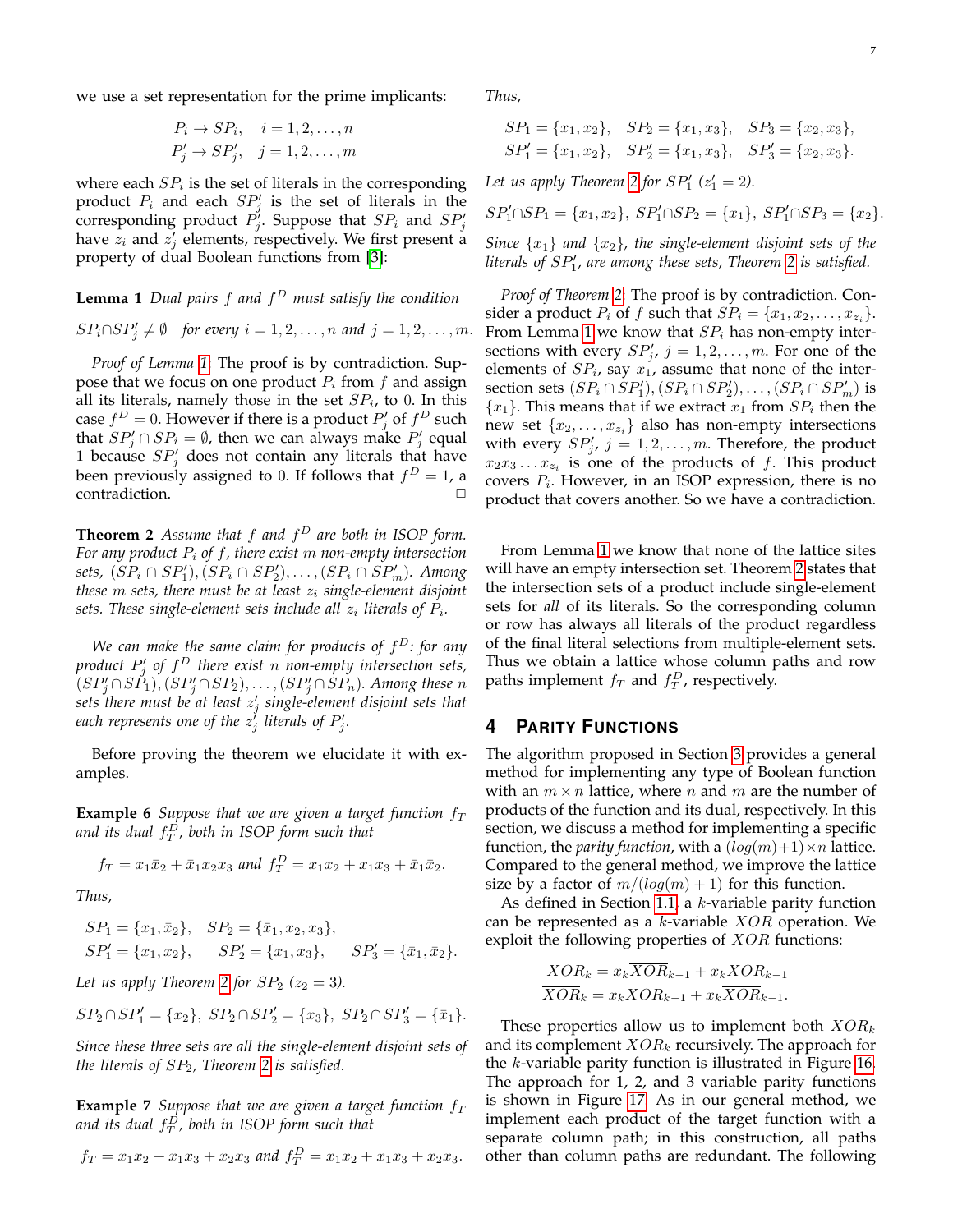we use a set representation for the prime implicants:

$$P_i \rightarrow SP_i, \quad i = 1, 2, \ldots, n$$
$$P'_j \rightarrow SP'_j, \quad j = 1, 2, \ldots, m$$

where each $SP_i$ is the set of literals in the corresponding product $P_i$ and each $SP'_j$ is the set of literals in the corresponding product $P'_j$. Suppose that $SP_i$ and $SP'_j$ have $z_i$ and $z'_j$ elements, respectively. We first present a property of dual Boolean functions from [3]:

**Lemma 1** *Dual pairs $f$ and $f^D$ must satisfy the condition*

$$SP_i \cap SP'_j \neq \emptyset \quad \textit{for every } i = 1, 2, \ldots, n \textit{ and } j = 1, 2, \ldots, m.$$

*Proof of Lemma 1.* The proof is by contradiction. Suppose that we focus on one product $P_i$ from $f$ and assign all its literals, namely those in the set $SP_i$, to 0. In this case $f^D = 0$. However if there is a product $P'_j$ of $f^D$ such that $SP'_j \cap SP_i = \emptyset$, then we can always make $P'_j$ equal 1 because $SP'_j$ does not contain any literals that have been previously assigned to 0. If follows that $f^D = 1$, a contradiction. □

**Theorem 2** *Assume that $f$ and $f^D$ are both in ISOP form. For any product $P_i$ of $f$, there exist $m$ non-empty intersection sets, $(SP_i \cap SP'_1), (SP_i \cap SP'_2), \ldots, (SP_i \cap SP'_m)$. Among these $m$ sets, there must be at least $z_i$ single-element disjoint sets. These single-element sets include all $z_i$ literals of $P_i$.*

*We can make the same claim for products of $f^D$: for any product $P'_j$ of $f^D$ there exist $n$ non-empty intersection sets, $(SP'_j \cap SP_1), (SP'_j \cap SP_2), \ldots, (SP'_j \cap SP_n)$. Among these $n$ sets there must be at least $z'_j$ single-element disjoint sets that each represents one of the $z'_j$ literals of $P'_j$.*

Before proving the theorem we elucidate it with examples.

**Example 6** *Suppose that we are given a target function $f_T$ and its dual $f_T^D$, both in ISOP form such that*

$$f_T = x_1\bar{x}_2 + \bar{x}_1x_2x_3 \textit{ and } f_T^D = x_1x_2 + x_1x_3 + \bar{x}_1\bar{x}_2.$$

*Thus,*

$$SP_1 = \{x_1, \bar{x}_2\}, \quad SP_2 = \{\bar{x}_1, x_2, x_3\},$$
$$SP'_1 = \{x_1, x_2\}, \quad SP'_2 = \{x_1, x_3\}, \quad SP'_3 = \{\bar{x}_1, \bar{x}_2\}.$$

*Let us apply Theorem 2 for $SP_2$ ($z_2 = 3$).*

$$SP_2 \cap SP'_1 = \{x_2\}, \; SP_2 \cap SP'_2 = \{x_3\}, \; SP_2 \cap SP'_3 = \{\bar{x}_1\}.$$

*Since these three sets are all the single-element disjoint sets of the literals of $SP_2$, Theorem 2 is satisfied.*

**Example 7** *Suppose that we are given a target function $f_T$ and its dual $f_T^D$, both in ISOP form such that*

$$f_T = x_1x_2 + x_1x_3 + x_2x_3 \textit{ and } f_T^D = x_1x_2 + x_1x_3 + x_2x_3.$$

*Thus,*

$$SP_1 = \{x_1, x_2\}, \quad SP_2 = \{x_1, x_3\}, \quad SP_3 = \{x_2, x_3\},$$
$$SP'_1 = \{x_1, x_2\}, \quad SP'_2 = \{x_1, x_3\}, \quad SP'_3 = \{x_2, x_3\}.$$

*Let us apply Theorem 2 for $SP'_1$ ($z'_1 = 2$).*

$$SP'_1 \cap SP_1 = \{x_1, x_2\}, \; SP'_1 \cap SP_2 = \{x_1\}, \; SP'_1 \cap SP_3 = \{x_2\}.$$

*Since $\{x_1\}$ and $\{x_2\}$, the single-element disjoint sets of the literals of $SP'_1$, are among these sets, Theorem 2 is satisfied.*

*Proof of Theorem 2.* The proof is by contradiction. Consider a product $P_i$ of $f$ such that $SP_i = \{x_1, x_2, \ldots, x_{z_i}\}$. From Lemma 1 we know that $SP_i$ has non-empty intersections with every $SP'_j$, $j = 1, 2, \ldots, m$. For one of the elements of $SP_i$, say $x_1$, assume that none of the intersection sets $(SP_i \cap SP'_1), (SP_i \cap SP'_2), \ldots, (SP_i \cap SP'_m)$ is $\{x_1\}$. This means that if we extract $x_1$ from $SP_i$ then the new set $\{x_2, \ldots, x_{z_i}\}$ also has non-empty intersections with every $SP'_j$, $j = 1, 2, \ldots, m$. Therefore, the product $x_2x_3 \ldots x_{z_i}$ is one of the products of $f$. This product covers $P_i$. However, in an ISOP expression, there is no product that covers another. So we have a contradiction.

From Lemma 1 we know that none of the lattice sites will have an empty intersection set. Theorem 2 states that the intersection sets of a product include single-element sets for *all* of its literals. So the corresponding column or row has always all literals of the product regardless of the final literal selections from multiple-element sets. Thus we obtain a lattice whose column paths and row paths implement $f_T$ and $f_T^D$, respectively.

## 4 Parity Functions

The algorithm proposed in Section 3 provides a general method for implementing any type of Boolean function with an $m \times n$ lattice, where $n$ and $m$ are the number of products of the function and its dual, respectively. In this section, we discuss a method for implementing a specific function, the *parity function*, with a $(log(m)+1) \times n$ lattice. Compared to the general method, we improve the lattice size by a factor of $m/(log(m)+1)$ for this function.

As defined in Section 1.1, a $k$-variable parity function can be represented as a $k$-variable $XOR$ operation. We exploit the following properties of $XOR$ functions:

$$XOR_k = x_k\overline{XOR}_{k-1} + \overline{x}_kXOR_{k-1}$$
$$\overline{XOR}_k = x_kXOR_{k-1} + \overline{x}_k\overline{XOR}_{k-1}.$$

These properties allow us to implement both $XOR_k$ and its complement $\overline{XOR}_k$ recursively. The approach for the $k$-variable parity function is illustrated in Figure 16. The approach for 1, 2, and 3 variable parity functions is shown in Figure 17. As in our general method, we implement each product of the target function with a separate column path; in this construction, all paths other than column paths are redundant. The following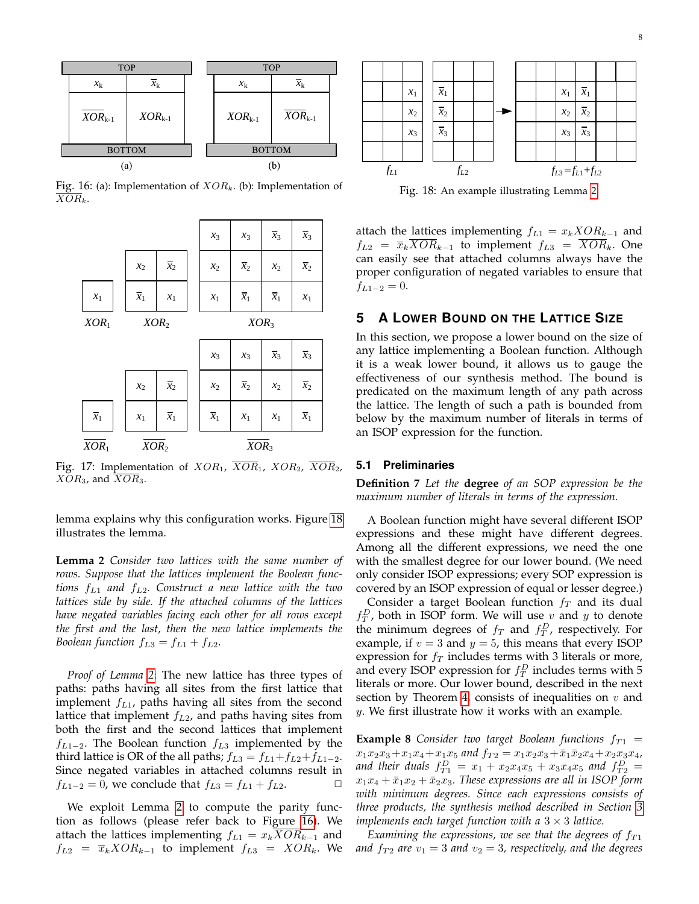Fig. 16: (a): Implementation of $XOR_k$. (b): Implementation of $\overline{XOR}_k$.

Fig. 17: Implementation of $XOR_1$, $\overline{XOR}_1$, $XOR_2$, $\overline{XOR}_2$, $XOR_3$, and $\overline{XOR}_3$.

lemma explains why this configuration works. Figure 18 illustrates the lemma.

**Lemma 2** *Consider two lattices with the same number of rows. Suppose that the lattices implement the Boolean functions $f_{L1}$ and $f_{L2}$. Construct a new lattice with the two lattices side by side. If the attached columns of the lattices have negated variables facing each other for all rows except the first and the last, then the new lattice implements the Boolean function $f_{L3} = f_{L1} + f_{L2}$.*

*Proof of Lemma 2:* The new lattice has three types of paths: paths having all sites from the first lattice that implement $f_{L1}$, paths having all sites from the second lattice that implement $f_{L2}$, and paths having sites from both the first and the second lattices that implement $f_{L1-2}$. The Boolean function $f_{L3}$ implemented by the third lattice is OR of the all paths; $f_{L3} = f_{L1} + f_{L2} + f_{L1-2}$. Since negated variables in attached columns result in $f_{L1-2} = 0$, we conclude that $f_{L3} = f_{L1} + f_{L2}$. □

We exploit Lemma 2 to compute the parity function as follows (please refer back to Figure 16). We attach the lattices implementing $f_{L1} = x_k \overline{XOR}_{k-1}$ and $f_{L2} = \overline{x}_k XOR_{k-1}$ to implement $f_{L3} = XOR_k$. We attach the lattices implementing $f_{L1} = x_k XOR_{k-1}$ and $f_{L2} = \overline{x}_k \overline{XOR}_{k-1}$ to implement $f_{L3} = \overline{XOR}_k$. One can easily see that attached columns always have the proper configuration of negated variables to ensure that $f_{L1-2} = 0$.

Fig. 18: An example illustrating Lemma 2

## 5 A Lower Bound on the Lattice Size

In this section, we propose a lower bound on the size of any lattice implementing a Boolean function. Although it is a weak lower bound, it allows us to gauge the effectiveness of our synthesis method. The bound is predicated on the maximum length of any path across the lattice. The length of such a path is bounded from below by the maximum number of literals in terms of an ISOP expression for the function.

### 5.1 Preliminaries

**Definition 7** *Let the* **degree** *of an SOP expression be the maximum number of literals in terms of the expression.*

A Boolean function might have several different ISOP expressions and these might have different degrees. Among all the different expressions, we need the one with the smallest degree for our lower bound. (We need only consider ISOP expressions; every SOP expression is covered by an ISOP expression of equal or lesser degree.)

Consider a target Boolean function $f_T$ and its dual $f_T^D$, both in ISOP form. We will use $v$ and $y$ to denote the minimum degrees of $f_T$ and $f_T^D$, respectively. For example, if $v = 3$ and $y = 5$, this means that every ISOP expression for $f_T$ includes terms with 3 literals or more, and every ISOP expression for $f_T^D$ includes terms with 5 literals or more. Our lower bound, described in the next section by Theorem 4, consists of inequalities on $v$ and $y$. We first illustrate how it works with an example.

**Example 8** *Consider two target Boolean functions $f_{T1} = x_1x_2x_3 + x_1x_4 + x_1x_5$ and $f_{T2} = x_1x_2x_3 + \overline{x}_1\overline{x}_2x_4 + x_2x_3x_4$, and their duals $f_{T1}^D = x_1 + x_2x_4x_5 + x_3x_4x_5$ and $f_{T2}^D = x_1x_4 + \overline{x}_1x_2 + \overline{x}_2x_3$. These expressions are all in ISOP form with minimum degrees. Since each expressions consists of three products, the synthesis method described in Section 3 implements each target function with a $3 \times 3$ lattice.*

*Examining the expressions, we see that the degrees of $f_{T1}$ and $f_{T2}$ are $v_1 = 3$ and $v_2 = 3$, respectively, and the degrees*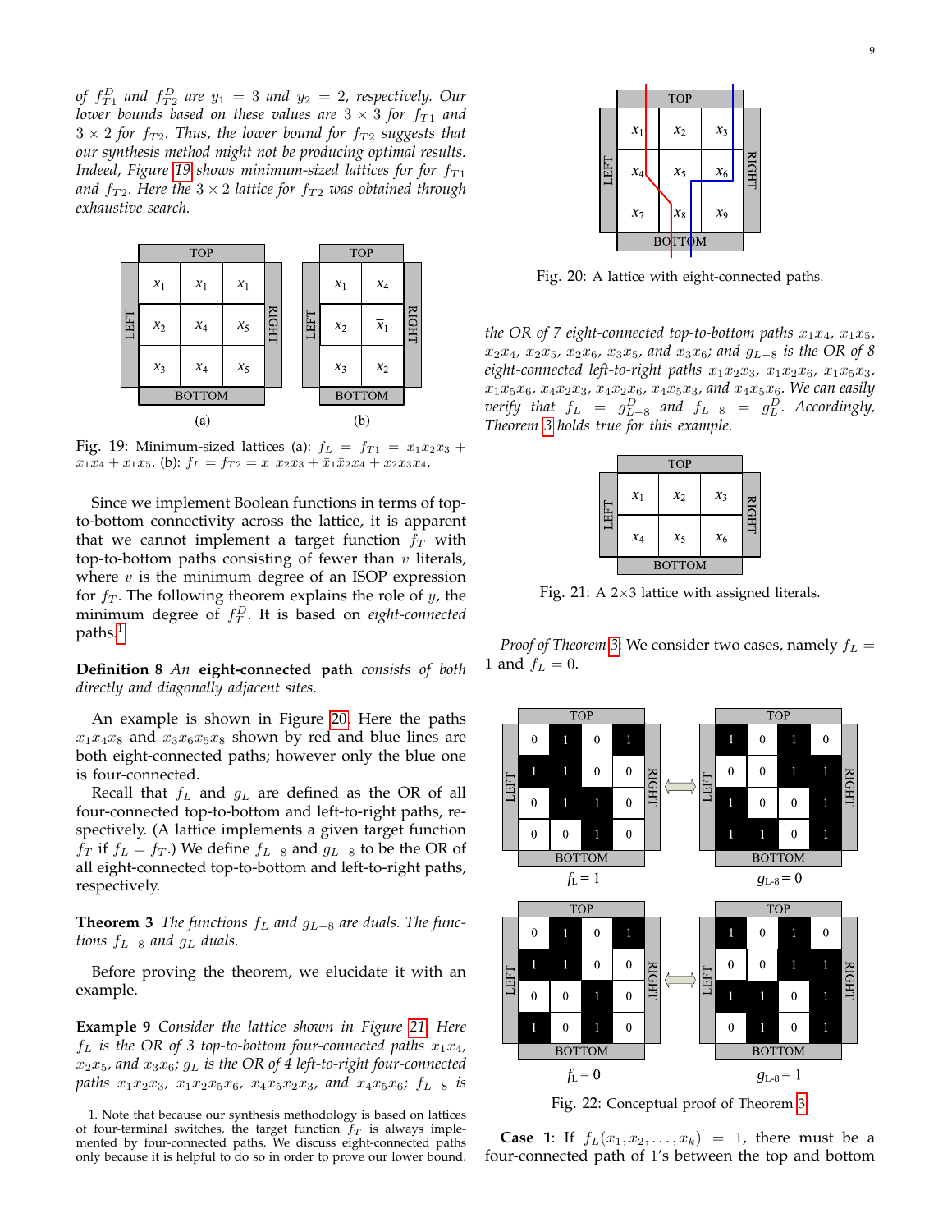*of $f_{T1}^D$ and $f_{T2}^D$ are $y_1 = 3$ and $y_2 = 2$, respectively. Our lower bounds based on these values are $3 \times 3$ for $f_{T1}$ and $3 \times 2$ for $f_{T2}$. Thus, the lower bound for $f_{T2}$ suggests that our synthesis method might not be producing optimal results. Indeed, Figure 19 shows minimum-sized lattices for for $f_{T1}$ and $f_{T2}$. Here the $3 \times 2$ lattice for $f_{T2}$ was obtained through exhaustive search.*

Fig. 19: Minimum-sized lattices (a): $f_L = f_{T1} = x_1x_2x_3 + x_1x_4 + x_1x_5$. (b): $f_L = f_{T2} = x_1x_2x_3 + \bar{x}_1\bar{x}_2x_4 + x_2x_3x_4$.

Since we implement Boolean functions in terms of top-to-bottom connectivity across the lattice, it is apparent that we cannot implement a target function $f_T$ with top-to-bottom paths consisting of fewer than $v$ literals, where $v$ is the minimum degree of an ISOP expression for $f_T$. The following theorem explains the role of $y$, the minimum degree of $f_T^D$. It is based on *eight-connected* paths.[1]

**Definition 8** *An* **eight-connected path** *consists of both directly and diagonally adjacent sites.*

An example is shown in Figure 20. Here the paths $x_1x_4x_8$ and $x_3x_6x_5x_8$ shown by red and blue lines are both eight-connected paths; however only the blue one is four-connected.

Recall that $f_L$ and $g_L$ are defined as the OR of all four-connected top-to-bottom and left-to-right paths, respectively. (A lattice implements a given target function $f_T$ if $f_L = f_T$.) We define $f_{L-8}$ and $g_{L-8}$ to be the OR of all eight-connected top-to-bottom and left-to-right paths, respectively.

**Theorem 3** *The functions $f_L$ and $g_{L-8}$ are duals. The functions $f_{L-8}$ and $g_L$ duals.*

Before proving the theorem, we elucidate it with an example.

**Example 9** *Consider the lattice shown in Figure 21. Here $f_L$ is the OR of 3 top-to-bottom four-connected paths $x_1x_4$, $x_2x_5$, and $x_3x_6$; $g_L$ is the OR of 4 left-to-right four-connected paths $x_1x_2x_3$, $x_1x_2x_5x_6$, $x_4x_5x_2x_3$, and $x_4x_5x_6$; $f_{L-8}$ is the OR of 7 eight-connected top-to-bottom paths $x_1x_4$, $x_1x_5$, $x_2x_4$, $x_2x_5$, $x_2x_6$, $x_3x_5$, and $x_3x_6$; and $g_{L-8}$ is the OR of 8 eight-connected left-to-right paths $x_1x_2x_3$, $x_1x_2x_6$, $x_1x_5x_3$, $x_1x_5x_6$, $x_4x_2x_3$, $x_4x_2x_6$, $x_4x_5x_3$, and $x_4x_5x_6$. We can easily verify that $f_L = g_{L-8}^D$ and $f_{L-8} = g_L^D$. Accordingly, Theorem 3 holds true for this example.*

Fig. 20: A lattice with eight-connected paths.

Fig. 21: A 2×3 lattice with assigned literals.

*Proof of Theorem 3:* We consider two cases, namely $f_L = 1$ and $f_L = 0$.

Fig. 22: Conceptual proof of Theorem 3.

**Case 1**: If $f_L(x_1, x_2, \ldots, x_k) = 1$, there must be a four-connected path of 1's between the top and bottom

1. Note that because our synthesis methodology is based on lattices of four-terminal switches, the target function $f_T$ is always implemented by four-connected paths. We discuss eight-connected paths only because it is helpful to do so in order to prove our lower bound.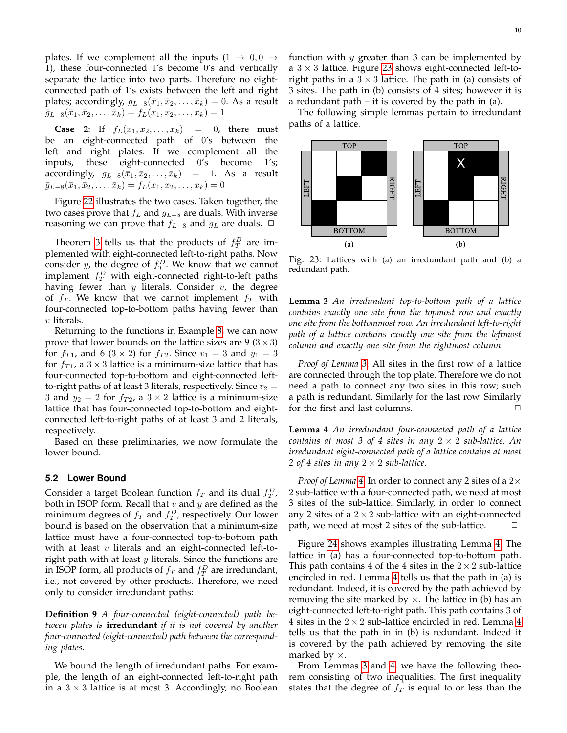plates. If we complement all the inputs ($1 \rightarrow 0, 0 \rightarrow 1$), these four-connected 1's become 0's and vertically separate the lattice into two parts. Therefore no eight-connected path of 1's exists between the left and right plates; accordingly, $g_{L-8}(\bar{x}_1, \bar{x}_2, \ldots, \bar{x}_k) = 0$. As a result $\bar{g}_{L-8}(\bar{x}_1, \bar{x}_2, \ldots, \bar{x}_k) = f_L(x_1, x_2, \ldots, x_k) = 1$

**Case 2**: If $f_L(x_1, x_2, \ldots, x_k) = 0$, there must be an eight-connected path of 0's between the left and right plates. If we complement all the inputs, these eight-connected 0's become 1's; accordingly, $g_{L-8}(\bar{x}_1, \bar{x}_2, \ldots, \bar{x}_k) = 1$. As a result $\bar{g}_{L-8}(\bar{x}_1, \bar{x}_2, \ldots, \bar{x}_k) = f_L(x_1, x_2, \ldots, x_k) = 0$

Figure 22 illustrates the two cases. Taken together, the two cases prove that $f_L$ and $g_{L-8}$ are duals. With inverse reasoning we can prove that $f_{L-8}$ and $g_L$ are duals. □

Theorem 3 tells us that the products of $f_T^D$ are implemented with eight-connected left-to-right paths. Now consider $y$, the degree of $f_T^D$. We know that we cannot implement $f_T^D$ with eight-connected right-to-left paths having fewer than $y$ literals. Consider $v$, the degree of $f_T$. We know that we cannot implement $f_T$ with four-connected top-to-bottom paths having fewer than $v$ literals.

Returning to the functions in Example 8, we can now prove that lower bounds on the lattice sizes are 9 ($3 \times 3$) for $f_{T1}$, and 6 ($3 \times 2$) for $f_{T2}$. Since $v_1 = 3$ and $y_1 = 3$ for $f_{T1}$, a $3 \times 3$ lattice is a minimum-size lattice that has four-connected top-to-bottom and eight-connected left-to-right paths of at least 3 literals, respectively. Since $v_2 = 3$ and $y_2 = 2$ for $f_{T2}$, a $3 \times 2$ lattice is a minimum-size lattice that has four-connected top-to-bottom and eight-connected left-to-right paths of at least 3 and 2 literals, respectively.

Based on these preliminaries, we now formulate the lower bound.

### 5.2 Lower Bound

Consider a target Boolean function $f_T$ and its dual $f_T^D$, both in ISOP form. Recall that $v$ and $y$ are defined as the minimum degrees of $f_T$ and $f_T^D$, respectively. Our lower bound is based on the observation that a minimum-size lattice must have a four-connected top-to-bottom path with at least $v$ literals and an eight-connected left-to-right path with at least $y$ literals. Since the functions are in ISOP form, all products of $f_T$ and $f_T^D$ are irredundant, i.e., not covered by other products. Therefore, we need only to consider irredundant paths:

**Definition 9** *A four-connected (eight-connected) path between plates is* **irredundant** *if it is not covered by another four-connected (eight-connected) path between the corresponding plates.*

We bound the length of irredundant paths. For example, the length of an eight-connected left-to-right path in a $3 \times 3$ lattice is at most 3. Accordingly, no Boolean function with $y$ greater than 3 can be implemented by a $3 \times 3$ lattice. Figure 23 shows eight-connected left-to-right paths in a $3 \times 3$ lattice. The path in (a) consists of 3 sites. The path in (b) consists of 4 sites; however it is a redundant path – it is covered by the path in (a).

The following simple lemmas pertain to irredundant paths of a lattice.

Fig. 23: Lattices with (a) an irredundant path and (b) a redundant path.

**Lemma 3** *An irredundant top-to-bottom path of a lattice contains exactly one site from the topmost row and exactly one site from the bottommost row. An irredundant left-to-right path of a lattice contains exactly one site from the leftmost column and exactly one site from the rightmost column.*

*Proof of Lemma 3.* All sites in the first row of a lattice are connected through the top plate. Therefore we do not need a path to connect any two sites in this row; such a path is redundant. Similarly for the last row. Similarly for the first and last columns. □

**Lemma 4** *An irredundant four-connected path of a lattice contains at most 3 of 4 sites in any $2 \times 2$ sub-lattice. An irredundant eight-connected path of a lattice contains at most 2 of 4 sites in any $2 \times 2$ sub-lattice.*

*Proof of Lemma 4.* In order to connect any 2 sites of a $2 \times 2$ sub-lattice with a four-connected path, we need at most 3 sites of the sub-lattice. Similarly, in order to connect any 2 sites of a $2 \times 2$ sub-lattice with an eight-connected path, we need at most 2 sites of the sub-lattice. □

Figure 24 shows examples illustrating Lemma 4. The lattice in (a) has a four-connected top-to-bottom path. This path contains 4 of the 4 sites in the $2 \times 2$ sub-lattice encircled in red. Lemma 4 tells us that the path in (a) is redundant. Indeed, it is covered by the path achieved by removing the site marked by $\times$. The lattice in (b) has an eight-connected left-to-right path. This path contains 3 of 4 sites in the $2 \times 2$ sub-lattice encircled in red. Lemma 4 tells us that the path in in (b) is redundant. Indeed it is covered by the path achieved by removing the site marked by $\times$.

From Lemmas 3 and 4, we have the following theorem consisting of two inequalities. The first inequality states that the degree of $f_T$ is equal to or less than the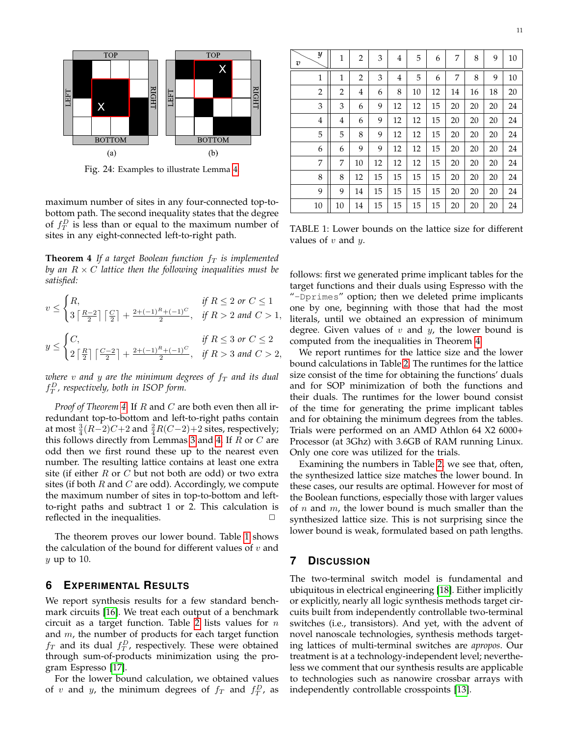Fig. 24: Examples to illustrate Lemma 4.

maximum number of sites in any four-connected top-to-bottom path. The second inequality states that the degree of $f_T^D$ is less than or equal to the maximum number of sites in any eight-connected left-to-right path.

**Theorem 4** *If a target Boolean function $f_T$ is implemented by an $R \times C$ lattice then the following inequalities must be satisfied:*

$$v \leq \begin{cases} R, & \text{if } R \leq 2 \text{ or } C \leq 1 \\ 3\left\lceil \frac{R-2}{2} \right\rceil \left\lceil \frac{C}{2} \right\rceil + \frac{2+(-1)^R+(-1)^C}{2}, & \text{if } R > 2 \text{ and } C > 1, \end{cases}$$

$$y \leq \begin{cases} C, & \text{if } R \leq 3 \text{ or } C \leq 2 \\ 2\left\lceil \frac{R}{2} \right\rceil \left\lceil \frac{C-2}{2} \right\rceil + \frac{2+(-1)^R+(-1)^C}{2}, & \text{if } R > 3 \text{ and } C > 2, \end{cases}$$

*where $v$ and $y$ are the minimum degrees of $f_T$ and its dual $f_T^D$, respectively, both in ISOP form.*

*Proof of Theorem 4:* If $R$ and $C$ are both even then all irredundant top-to-bottom and left-to-right paths contain at most $\frac{3}{4}(R-2)C+2$ and $\frac{2}{4}R(C-2)+2$ sites, respectively; this follows directly from Lemmas 3 and 4. If $R$ or $C$ are odd then we first round these up to the nearest even number. The resulting lattice contains at least one extra site (if either $R$ or $C$ but not both are odd) or two extra sites (if both $R$ and $C$ are odd). Accordingly, we compute the maximum number of sites in top-to-bottom and left-to-right paths and subtract 1 or 2. This calculation is reflected in the inequalities. □

The theorem proves our lower bound. Table 1 shows the calculation of the bound for different values of $v$ and $y$ up to 10.

| $v$ \ $y$ | 1 | 2 | 3 | 4 | 5 | 6 | 7 | 8 | 9 | 10 |
|---|---|---|---|---|---|---|---|---|---|---|
| 1 | 1 | 2 | 3 | 4 | 5 | 6 | 7 | 8 | 9 | 10 |
| 2 | 2 | 4 | 6 | 8 | 10 | 12 | 14 | 16 | 18 | 20 |
| 3 | 3 | 6 | 9 | 12 | 12 | 15 | 20 | 20 | 20 | 24 |
| 4 | 4 | 6 | 9 | 12 | 12 | 15 | 20 | 20 | 20 | 24 |
| 5 | 5 | 8 | 9 | 12 | 12 | 15 | 20 | 20 | 20 | 24 |
| 6 | 6 | 9 | 9 | 12 | 12 | 15 | 20 | 20 | 20 | 24 |
| 7 | 7 | 10 | 12 | 12 | 12 | 15 | 20 | 20 | 20 | 24 |
| 8 | 8 | 12 | 15 | 15 | 15 | 15 | 20 | 20 | 20 | 24 |
| 9 | 9 | 14 | 15 | 15 | 15 | 15 | 20 | 20 | 20 | 24 |
| 10 | 10 | 14 | 15 | 15 | 15 | 15 | 20 | 20 | 20 | 24 |

TABLE 1: Lower bounds on the lattice size for different values of $v$ and $y$.

## 6 Experimental Results

We report synthesis results for a few standard benchmark circuits [16]. We treat each output of a benchmark circuit as a target function. Table 2 lists values for $n$ and $m$, the number of products for each target function $f_T$ and its dual $f_T^D$, respectively. These were obtained through sum-of-products minimization using the program Espresso [17].

For the lower bound calculation, we obtained values of $v$ and $y$, the minimum degrees of $f_T$ and $f_T^D$, as follows: first we generated prime implicant tables for the target functions and their duals using Espresso with the "-Dprimes" option; then we deleted prime implicants one by one, beginning with those that had the most literals, until we obtained an expression of minimum degree. Given values of $v$ and $y$, the lower bound is computed from the inequalities in Theorem 4.

We report runtimes for the lattice size and the lower bound calculations in Table 2. The runtimes for the lattice size consist of the time for obtaining the functions' duals and for SOP minimization of both the functions and their duals. The runtimes for the lower bound consist of the time for generating the prime implicant tables and for obtaining the minimum degrees from the tables. Trials were performed on an AMD Athlon 64 X2 6000+ Processor (at 3Ghz) with 3.6GB of RAM running Linux. Only one core was utilized for the trials.

Examining the numbers in Table 2, we see that, often, the synthesized lattice size matches the lower bound. In these cases, our results are optimal. However for most of the Boolean functions, especially those with larger values of $n$ and $m$, the lower bound is much smaller than the synthesized lattice size. This is not surprising since the lower bound is weak, formulated based on path lengths.

## 7 Discussion

The two-terminal switch model is fundamental and ubiquitous in electrical engineering [18]. Either implicitly or explicitly, nearly all logic synthesis methods target circuits built from independently controllable two-terminal switches (i.e., transistors). And yet, with the advent of novel nanoscale technologies, synthesis methods targeting lattices of multi-terminal switches are *apropos*. Our treatment is at a technology-independent level; nevertheless we comment that our synthesis results are applicable to technologies such as nanowire crossbar arrays with independently controllable crosspoints [13].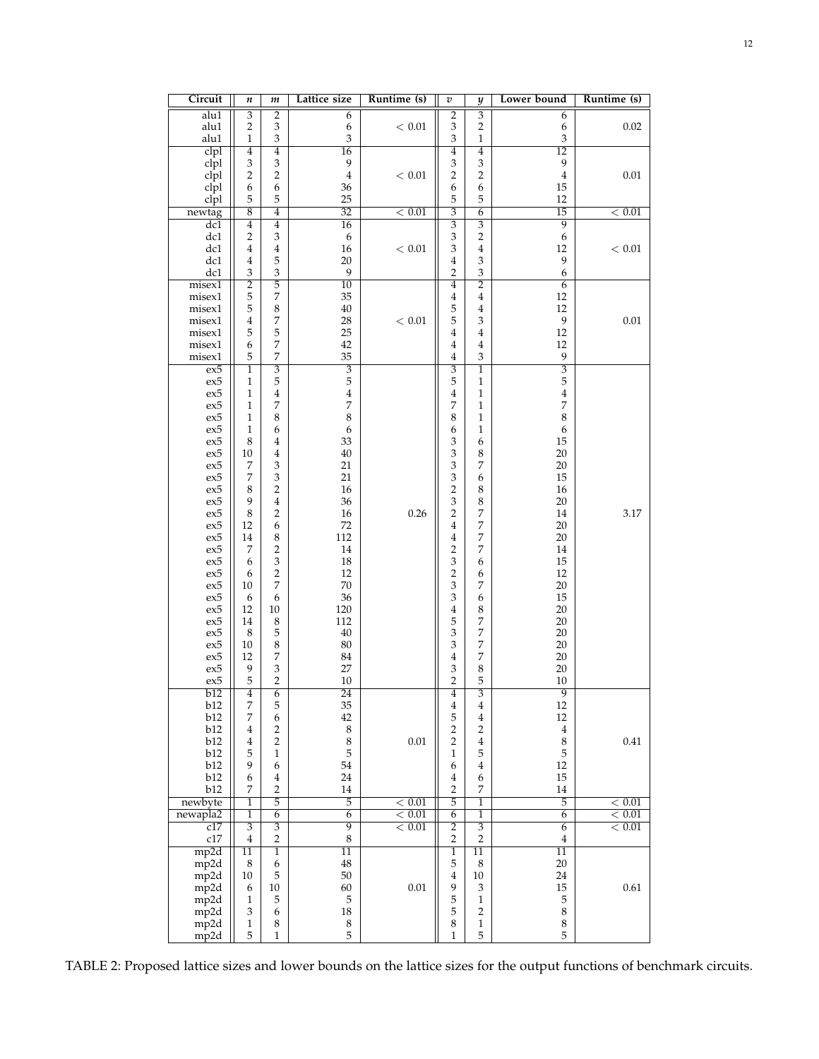| Circuit | $n$ | $m$ | Lattice size | Runtime (s) | $v$ | $y$ | Lower bound | Runtime (s) |
|---|---|---|---|---|---|---|---|---|
| alu1 | 3 | 2 | 6 | | 2 | 3 | 6 | |
| alu1 | 2 | 3 | 6 | $< 0.01$ | 3 | 2 | 6 | 0.02 |
| alu1 | 1 | 3 | 3 | | 3 | 1 | 3 | |
| clpl | 4 | 4 | 16 | | 4 | 4 | 12 | |
| clpl | 3 | 3 | 9 | | 3 | 3 | 9 | |
| clpl | 2 | 2 | 4 | $< 0.01$ | 2 | 2 | 4 | 0.01 |
| clpl | 6 | 6 | 36 | | 6 | 6 | 15 | |
| clpl | 5 | 5 | 25 | | 5 | 5 | 12 | |
| newtag | 8 | 4 | 32 | $< 0.01$ | 3 | 6 | 15 | $< 0.01$ |
| dc1 | 4 | 4 | 16 | | 3 | 3 | 9 | |
| dc1 | 2 | 3 | 6 | | 3 | 2 | 6 | |
| dc1 | 4 | 4 | 16 | $< 0.01$ | 3 | 4 | 12 | $< 0.01$ |
| dc1 | 4 | 5 | 20 | | 4 | 3 | 9 | |
| dc1 | 3 | 3 | 9 | | 2 | 3 | 6 | |
| misex1 | 2 | 5 | 10 | | 4 | 2 | 6 | |
| misex1 | 5 | 7 | 35 | | 4 | 4 | 12 | |
| misex1 | 5 | 8 | 40 | | 5 | 4 | 12 | |
| misex1 | 4 | 7 | 28 | $< 0.01$ | 5 | 3 | 9 | 0.01 |
| misex1 | 5 | 5 | 25 | | 4 | 4 | 12 | |
| misex1 | 6 | 7 | 42 | | 4 | 4 | 12 | |
| misex1 | 5 | 7 | 35 | | 4 | 3 | 9 | |
| ex5 | 1 | 3 | 3 | | 3 | 1 | 3 | |
| ex5 | 1 | 5 | 5 | | 5 | 1 | 5 | |
| ex5 | 1 | 4 | 4 | | 4 | 1 | 4 | |
| ex5 | 1 | 7 | 7 | | 7 | 1 | 7 | |
| ex5 | 1 | 8 | 8 | | 8 | 1 | 8 | |
| ex5 | 1 | 6 | 6 | | 6 | 1 | 6 | |
| ex5 | 8 | 4 | 33 | | 3 | 6 | 15 | |
| ex5 | 10 | 4 | 40 | | 3 | 8 | 20 | |
| ex5 | 7 | 3 | 21 | | 3 | 7 | 20 | |
| ex5 | 7 | 3 | 21 | | 3 | 6 | 15 | |
| ex5 | 8 | 2 | 16 | | 2 | 8 | 16 | |
| ex5 | 9 | 4 | 36 | | 3 | 8 | 20 | |
| ex5 | 8 | 2 | 16 | 0.26 | 2 | 7 | 14 | 3.17 |
| ex5 | 12 | 6 | 72 | | 4 | 7 | 20 | |
| ex5 | 14 | 8 | 112 | | 4 | 7 | 20 | |
| ex5 | 7 | 2 | 14 | | 2 | 7 | 14 | |
| ex5 | 6 | 3 | 18 | | 3 | 6 | 15 | |
| ex5 | 6 | 2 | 12 | | 2 | 6 | 12 | |
| ex5 | 10 | 7 | 70 | | 3 | 7 | 20 | |
| ex5 | 6 | 6 | 36 | | 3 | 6 | 15 | |
| ex5 | 12 | 10 | 120 | | 4 | 8 | 20 | |
| ex5 | 14 | 8 | 112 | | 5 | 7 | 20 | |
| ex5 | 8 | 5 | 40 | | 3 | 7 | 20 | |
| ex5 | 10 | 8 | 80 | | 3 | 7 | 20 | |
| ex5 | 12 | 7 | 84 | | 4 | 7 | 20 | |
| ex5 | 9 | 3 | 27 | | 3 | 8 | 20 | |
| ex5 | 5 | 2 | 10 | | 2 | 5 | 10 | |
| b12 | 4 | 6 | 24 | | 4 | 3 | 9 | |
| b12 | 7 | 5 | 35 | | 4 | 4 | 12 | |
| b12 | 7 | 6 | 42 | | 5 | 4 | 12 | |
| b12 | 4 | 2 | 8 | | 2 | 2 | 4 | |
| b12 | 4 | 2 | 8 | 0.01 | 2 | 4 | 8 | 0.41 |
| b12 | 5 | 1 | 5 | | 1 | 5 | 5 | |
| b12 | 9 | 6 | 54 | | 6 | 4 | 12 | |
| b12 | 6 | 4 | 24 | | 4 | 6 | 15 | |
| b12 | 7 | 2 | 14 | | 2 | 7 | 14 | |
| newbyte | 1 | 5 | 5 | $< 0.01$ | 5 | 1 | 5 | $< 0.01$ |
| newapla2 | 1 | 6 | 6 | $< 0.01$ | 6 | 1 | 6 | $< 0.01$ |
| c17 | 3 | 3 | 9 | $< 0.01$ | 2 | 3 | 6 | $< 0.01$ |
| c17 | 4 | 2 | 8 | | 2 | 2 | 4 | |
| mp2d | 11 | 1 | 11 | | 1 | 11 | 11 | |
| mp2d | 8 | 6 | 48 | | 5 | 8 | 20 | |
| mp2d | 10 | 5 | 50 | | 4 | 10 | 24 | |
| mp2d | 6 | 10 | 60 | 0.01 | 9 | 3 | 15 | 0.61 |
| mp2d | 1 | 5 | 5 | | 5 | 1 | 5 | |
| mp2d | 3 | 6 | 18 | | 5 | 2 | 8 | |
| mp2d | 1 | 8 | 8 | | 8 | 1 | 8 | |
| mp2d | 5 | 1 | 5 | | 1 | 5 | 5 | |

TABLE 2: Proposed lattice sizes and lower bounds on the lattice sizes for the output functions of benchmark circuits.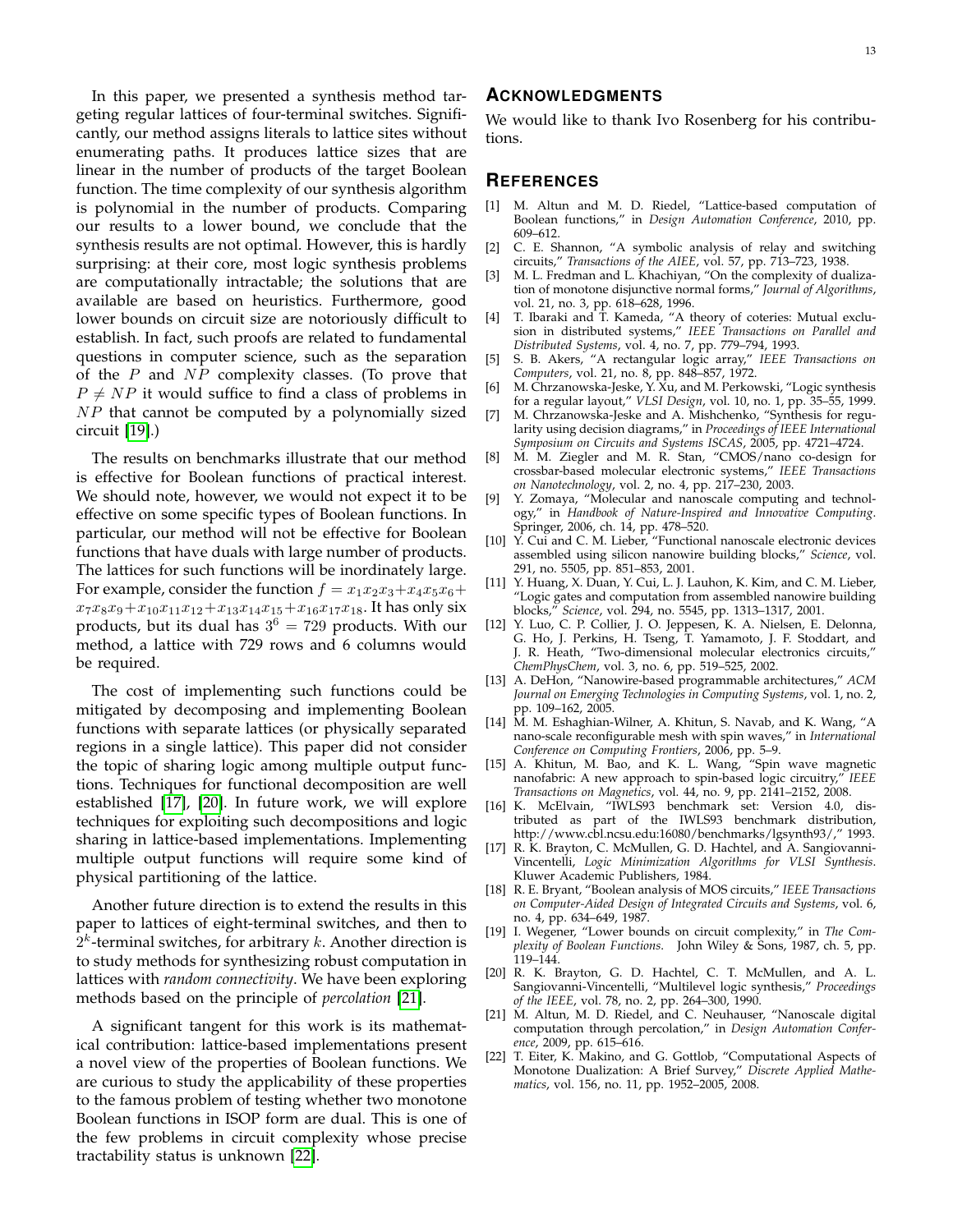In this paper, we presented a synthesis method targeting regular lattices of four-terminal switches. Significantly, our method assigns literals to lattice sites without enumerating paths. It produces lattice sizes that are linear in the number of products of the target Boolean function. The time complexity of our synthesis algorithm is polynomial in the number of products. Comparing our results to a lower bound, we conclude that the synthesis results are not optimal. However, this is hardly surprising: at their core, most logic synthesis problems are computationally intractable; the solutions that are available are based on heuristics. Furthermore, good lower bounds on circuit size are notoriously difficult to establish. In fact, such proofs are related to fundamental questions in computer science, such as the separation of the $P$ and $NP$ complexity classes. (To prove that $P \neq NP$ it would suffice to find a class of problems in $NP$ that cannot be computed by a polynomially sized circuit [19].)

The results on benchmarks illustrate that our method is effective for Boolean functions of practical interest. We should note, however, we would not expect it to be effective on some specific types of Boolean functions. In particular, our method will not be effective for Boolean functions that have duals with large number of products. The lattices for such functions will be inordinately large. For example, consider the function $f = x_1x_2x_3 + x_4x_5x_6 + x_7x_8x_9 + x_{10}x_{11}x_{12} + x_{13}x_{14}x_{15} + x_{16}x_{17}x_{18}$. It has only six products, but its dual has $3^6 = 729$ products. With our method, a lattice with 729 rows and 6 columns would be required.

The cost of implementing such functions could be mitigated by decomposing and implementing Boolean functions with separate lattices (or physically separated regions in a single lattice). This paper did not consider the topic of sharing logic among multiple output functions. Techniques for functional decomposition are well established [17], [20]. In future work, we will explore techniques for exploiting such decompositions and logic sharing in lattice-based implementations. Implementing multiple output functions will require some kind of physical partitioning of the lattice.

Another future direction is to extend the results in this paper to lattices of eight-terminal switches, and then to $2^k$-terminal switches, for arbitrary $k$. Another direction is to study methods for synthesizing robust computation in lattices with *random connectivity*. We have been exploring methods based on the principle of *percolation* [21].

A significant tangent for this work is its mathematical contribution: lattice-based implementations present a novel view of the properties of Boolean functions. We are curious to study the applicability of these properties to the famous problem of testing whether two monotone Boolean functions in ISOP form are dual. This is one of the few problems in circuit complexity whose precise tractability status is unknown [22].

## ACKNOWLEDGMENTS

We would like to thank Ivo Rosenberg for his contributions.

## REFERENCES

[1] M. Altun and M. D. Riedel, "Lattice-based computation of Boolean functions," in *Design Automation Conference*, 2010, pp. 609–612.

[2] C. E. Shannon, "A symbolic analysis of relay and switching circuits," *Transactions of the AIEE*, vol. 57, pp. 713–723, 1938.

[3] M. L. Fredman and L. Khachiyan, "On the complexity of dualization of monotone disjunctive normal forms," *Journal of Algorithms*, vol. 21, no. 3, pp. 618–628, 1996.

[4] T. Ibaraki and T. Kameda, "A theory of coteries: Mutual exclusion in distributed systems," *IEEE Transactions on Parallel and Distributed Systems*, vol. 4, no. 7, pp. 779–794, 1993.

[5] S. B. Akers, "A rectangular logic array," *IEEE Transactions on Computers*, vol. 21, no. 8, pp. 848–857, 1972.

[6] M. Chrzanowska-Jeske, Y. Xu, and M. Perkowski, "Logic synthesis for a regular layout," *VLSI Design*, vol. 10, no. 1, pp. 35–55, 1999.

[7] M. Chrzanowska-Jeske and A. Mishchenko, "Synthesis for regularity using decision diagrams," in *Proceedings of IEEE International Symposium on Circuits and Systems ISCAS*, 2005, pp. 4721–4724.

[8] M. M. Ziegler and M. R. Stan, "CMOS/nano co-design for crossbar-based molecular electronic systems," *IEEE Transactions on Nanotechnology*, vol. 2, no. 4, pp. 217–230, 2003.

[9] Y. Zomaya, "Molecular and nanoscale computing and technology," in *Handbook of Nature-Inspired and Innovative Computing*. Springer, 2006, ch. 14, pp. 478–520.

[10] Y. Cui and C. M. Lieber, "Functional nanoscale electronic devices assembled using silicon nanowire building blocks," *Science*, vol. 291, no. 5505, pp. 851–853, 2001.

[11] Y. Huang, X. Duan, Y. Cui, L. J. Lauhon, K. Kim, and C. M. Lieber, "Logic gates and computation from assembled nanowire building blocks," *Science*, vol. 294, no. 5545, pp. 1313–1317, 2001.

[12] Y. Luo, C. P. Collier, J. O. Jeppesen, K. A. Nielsen, E. Delonna, G. Ho, J. Perkins, H. Tseng, T. Yamamoto, J. F. Stoddart, and J. R. Heath, "Two-dimensional molecular electronics circuits," *ChemPhysChem*, vol. 3, no. 6, pp. 519–525, 2002.

[13] A. DeHon, "Nanowire-based programmable architectures," *ACM Journal on Emerging Technologies in Computing Systems*, vol. 1, no. 2, pp. 109–162, 2005.

[14] M. M. Eshaghian-Wilner, A. Khitun, S. Navab, and K. Wang, "A nano-scale reconfigurable mesh with spin waves," in *International Conference on Computing Frontiers*, 2006, pp. 5–9.

[15] A. Khitun, M. Bao, and K. L. Wang, "Spin wave magnetic nanofabric: A new approach to spin-based logic circuitry," *IEEE Transactions on Magnetics*, vol. 44, no. 9, pp. 2141–2152, 2008.

[16] K. McElvain, "IWLS93 benchmark set: Version 4.0, distributed as part of the IWLS93 benchmark distribution, http://www.cbl.ncsu.edu:16080/benchmarks/lgsynth93/," 1993.

[17] R. K. Brayton, C. McMullen, G. D. Hachtel, and A. Sangiovanni-Vincentelli, *Logic Minimization Algorithms for VLSI Synthesis*. Kluwer Academic Publishers, 1984.

[18] R. E. Bryant, "Boolean analysis of MOS circuits," *IEEE Transactions on Computer-Aided Design of Integrated Circuits and Systems*, vol. 6, no. 4, pp. 634–649, 1987.

[19] I. Wegener, "Lower bounds on circuit complexity," in *The Complexity of Boolean Functions*. John Wiley & Sons, 1987, ch. 5, pp. 119–144.

[20] R. K. Brayton, G. D. Hachtel, C. T. McMullen, and A. L. Sangiovanni-Vincentelli, "Multilevel logic synthesis," *Proceedings of the IEEE*, vol. 78, no. 2, pp. 264–300, 1990.

[21] M. Altun, M. D. Riedel, and C. Neuhauser, "Nanoscale digital computation through percolation," in *Design Automation Conference*, 2009, pp. 615–616.

[22] T. Eiter, K. Makino, and G. Gottlob, "Computational Aspects of Monotone Dualization: A Brief Survey," *Discrete Applied Mathematics*, vol. 156, no. 11, pp. 1952–2005, 2008.